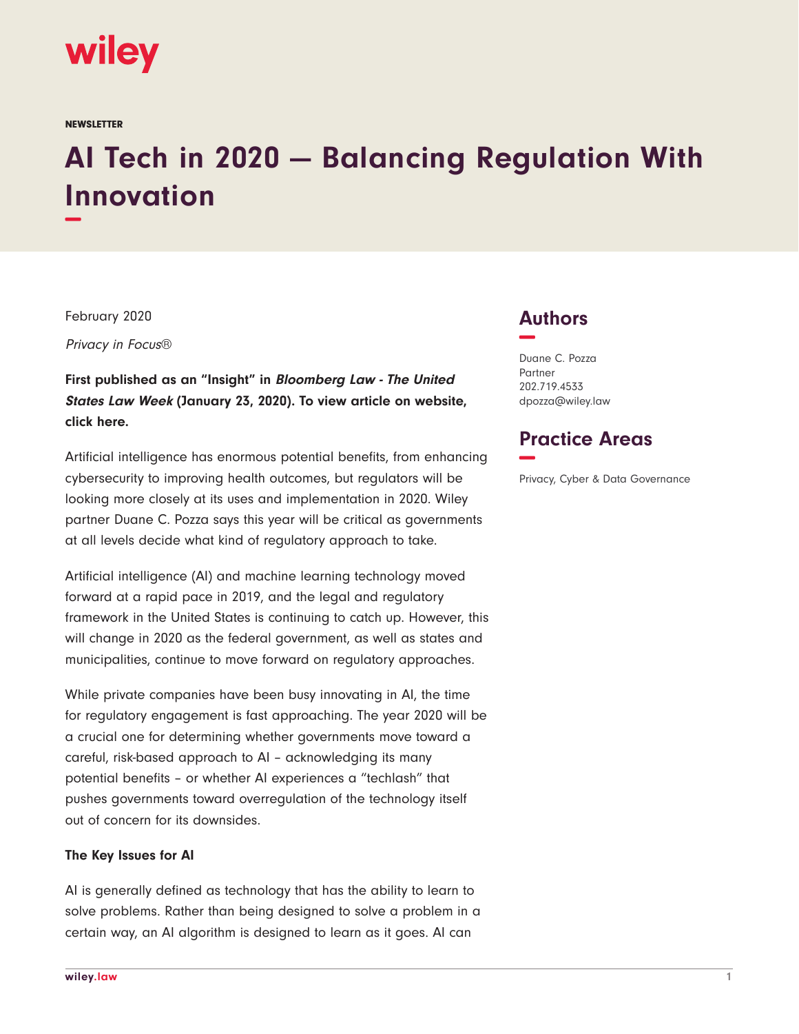wiley

NEWSLETTER

# AI Tech in 2020 — Balancing Regulation With Innovation

February 2020

*Privacy in Focus®*

**First published as an "Insight" in *Bloomberg Law - The United States Law Week* (January 23, 2020). To view article on website, click here.**

Artificial intelligence has enormous potential benefits, from enhancing cybersecurity to improving health outcomes, but regulators will be looking more closely at its uses and implementation in 2020. Wiley partner Duane C. Pozza says this year will be critical as governments at all levels decide what kind of regulatory approach to take.

Artificial intelligence (AI) and machine learning technology moved forward at a rapid pace in 2019, and the legal and regulatory framework in the United States is continuing to catch up. However, this will change in 2020 as the federal government, as well as states and municipalities, continue to move forward on regulatory approaches.

While private companies have been busy innovating in AI, the time for regulatory engagement is fast approaching. The year 2020 will be a crucial one for determining whether governments move toward a careful, risk-based approach to AI – acknowledging its many potential benefits – or whether AI experiences a "techlash" that pushes governments toward overregulation of the technology itself out of concern for its downsides.

**The Key Issues for AI**

AI is generally defined as technology that has the ability to learn to solve problems. Rather than being designed to solve a problem in a certain way, an AI algorithm is designed to learn as it goes. AI can

## Authors

Duane C. Pozza
Partner
202.719.4533
dpozza@wiley.law

## Practice Areas

Privacy, Cyber & Data Governance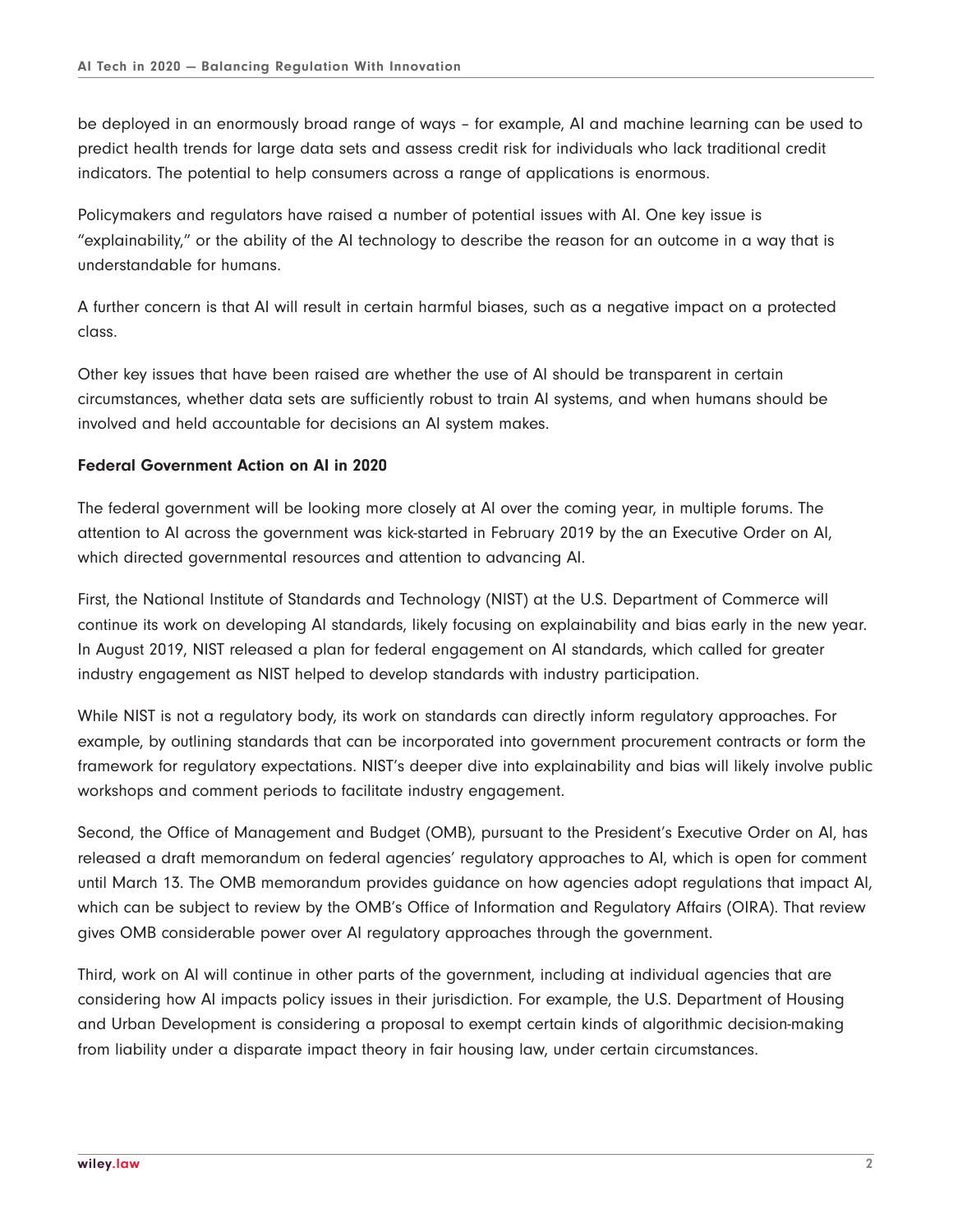be deployed in an enormously broad range of ways – for example, AI and machine learning can be used to predict health trends for large data sets and assess credit risk for individuals who lack traditional credit indicators. The potential to help consumers across a range of applications is enormous.

Policymakers and regulators have raised a number of potential issues with AI. One key issue is "explainability," or the ability of the AI technology to describe the reason for an outcome in a way that is understandable for humans.

A further concern is that AI will result in certain harmful biases, such as a negative impact on a protected class.

Other key issues that have been raised are whether the use of AI should be transparent in certain circumstances, whether data sets are sufficiently robust to train AI systems, and when humans should be involved and held accountable for decisions an AI system makes.

**Federal Government Action on AI in 2020**

The federal government will be looking more closely at AI over the coming year, in multiple forums. The attention to AI across the government was kick-started in February 2019 by the an Executive Order on AI, which directed governmental resources and attention to advancing AI.

First, the National Institute of Standards and Technology (NIST) at the U.S. Department of Commerce will continue its work on developing AI standards, likely focusing on explainability and bias early in the new year. In August 2019, NIST released a plan for federal engagement on AI standards, which called for greater industry engagement as NIST helped to develop standards with industry participation.

While NIST is not a regulatory body, its work on standards can directly inform regulatory approaches. For example, by outlining standards that can be incorporated into government procurement contracts or form the framework for regulatory expectations. NIST's deeper dive into explainability and bias will likely involve public workshops and comment periods to facilitate industry engagement.

Second, the Office of Management and Budget (OMB), pursuant to the President's Executive Order on AI, has released a draft memorandum on federal agencies' regulatory approaches to AI, which is open for comment until March 13. The OMB memorandum provides guidance on how agencies adopt regulations that impact AI, which can be subject to review by the OMB's Office of Information and Regulatory Affairs (OIRA). That review gives OMB considerable power over AI regulatory approaches through the government.

Third, work on AI will continue in other parts of the government, including at individual agencies that are considering how AI impacts policy issues in their jurisdiction. For example, the U.S. Department of Housing and Urban Development is considering a proposal to exempt certain kinds of algorithmic decision-making from liability under a disparate impact theory in fair housing law, under certain circumstances.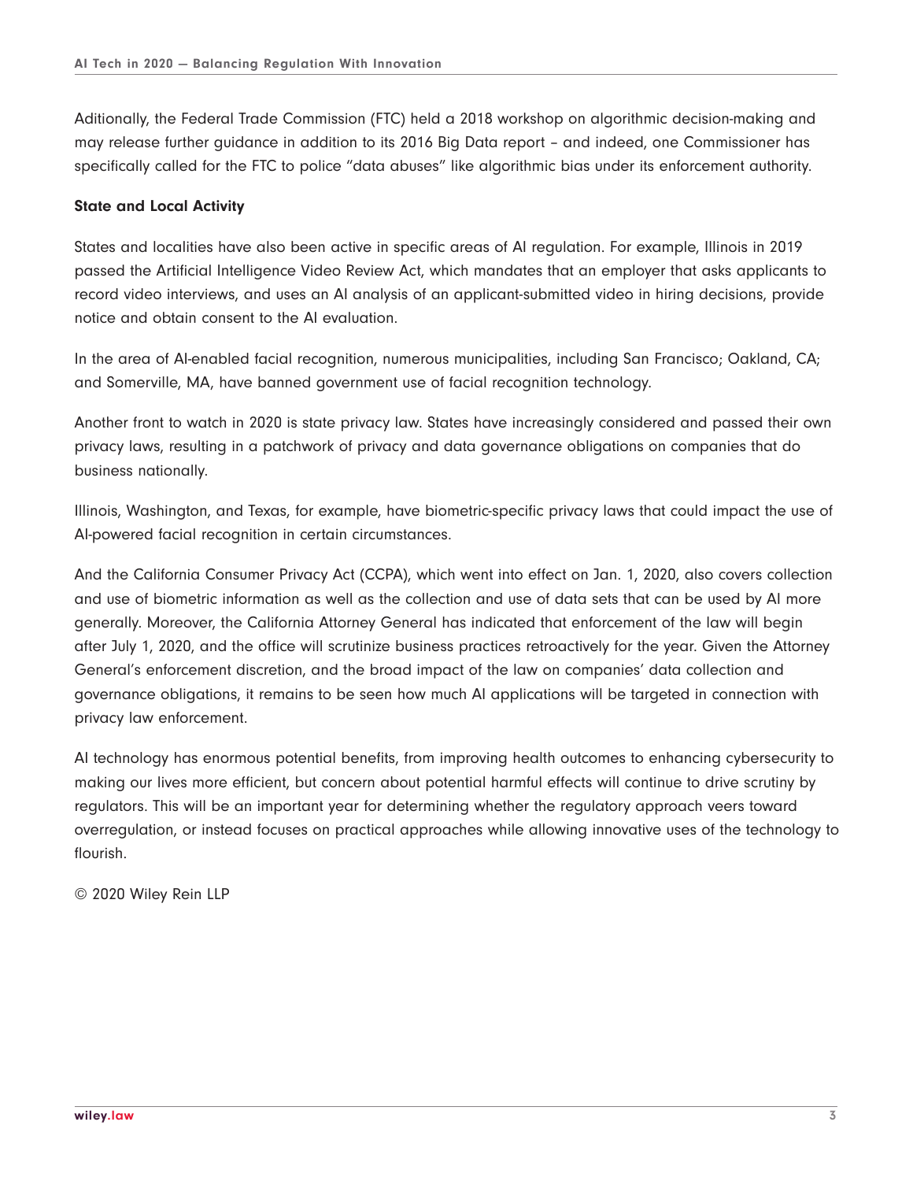Aditionally, the Federal Trade Commission (FTC) held a 2018 workshop on algorithmic decision-making and may release further guidance in addition to its 2016 Big Data report – and indeed, one Commissioner has specifically called for the FTC to police "data abuses" like algorithmic bias under its enforcement authority.

**State and Local Activity**

States and localities have also been active in specific areas of AI regulation. For example, Illinois in 2019 passed the Artificial Intelligence Video Review Act, which mandates that an employer that asks applicants to record video interviews, and uses an AI analysis of an applicant-submitted video in hiring decisions, provide notice and obtain consent to the AI evaluation.

In the area of AI-enabled facial recognition, numerous municipalities, including San Francisco; Oakland, CA; and Somerville, MA, have banned government use of facial recognition technology.

Another front to watch in 2020 is state privacy law. States have increasingly considered and passed their own privacy laws, resulting in a patchwork of privacy and data governance obligations on companies that do business nationally.

Illinois, Washington, and Texas, for example, have biometric-specific privacy laws that could impact the use of AI-powered facial recognition in certain circumstances.

And the California Consumer Privacy Act (CCPA), which went into effect on Jan. 1, 2020, also covers collection and use of biometric information as well as the collection and use of data sets that can be used by AI more generally. Moreover, the California Attorney General has indicated that enforcement of the law will begin after July 1, 2020, and the office will scrutinize business practices retroactively for the year. Given the Attorney General's enforcement discretion, and the broad impact of the law on companies' data collection and governance obligations, it remains to be seen how much AI applications will be targeted in connection with privacy law enforcement.

AI technology has enormous potential benefits, from improving health outcomes to enhancing cybersecurity to making our lives more efficient, but concern about potential harmful effects will continue to drive scrutiny by regulators. This will be an important year for determining whether the regulatory approach veers toward overregulation, or instead focuses on practical approaches while allowing innovative uses of the technology to flourish.

© 2020 Wiley Rein LLP